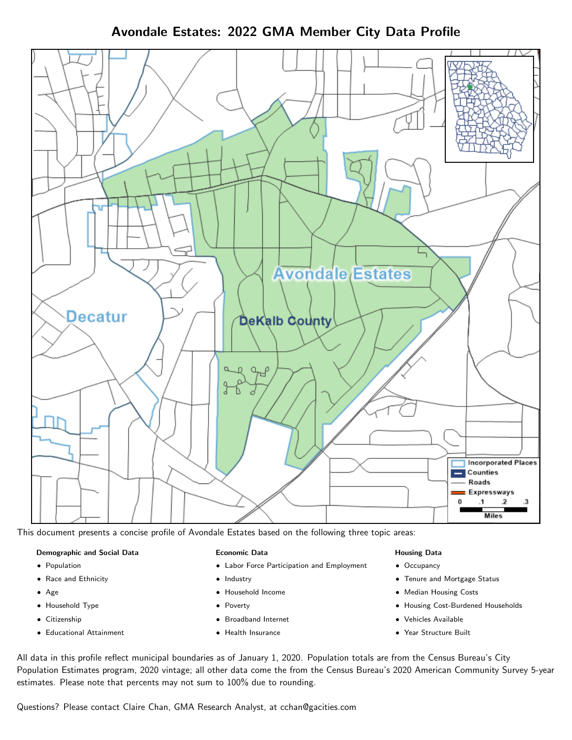# Avondale Estates: 2022 GMA Member City Data Profile

This document presents a concise profile of Avondale Estates based on the following three topic areas:

**Demographic and Social Data**

- Population
- Race and Ethnicity
- Age
- Household Type
- Citizenship
- Educational Attainment

**Economic Data**

- Labor Force Participation and Employment
- Industry
- Household Income
- Poverty
- Broadband Internet
- Health Insurance

**Housing Data**

- Occupancy
- Tenure and Mortgage Status
- Median Housing Costs
- Housing Cost-Burdened Households
- Vehicles Available
- Year Structure Built

All data in this profile reflect municipal boundaries as of January 1, 2020. Population totals are from the Census Bureau's City Population Estimates program, 2020 vintage; all other data come the from the Census Bureau's 2020 American Community Survey 5-year estimates. Please note that percents may not sum to 100% due to rounding.

Questions? Please contact Claire Chan, GMA Research Analyst, at cchan@gacities.com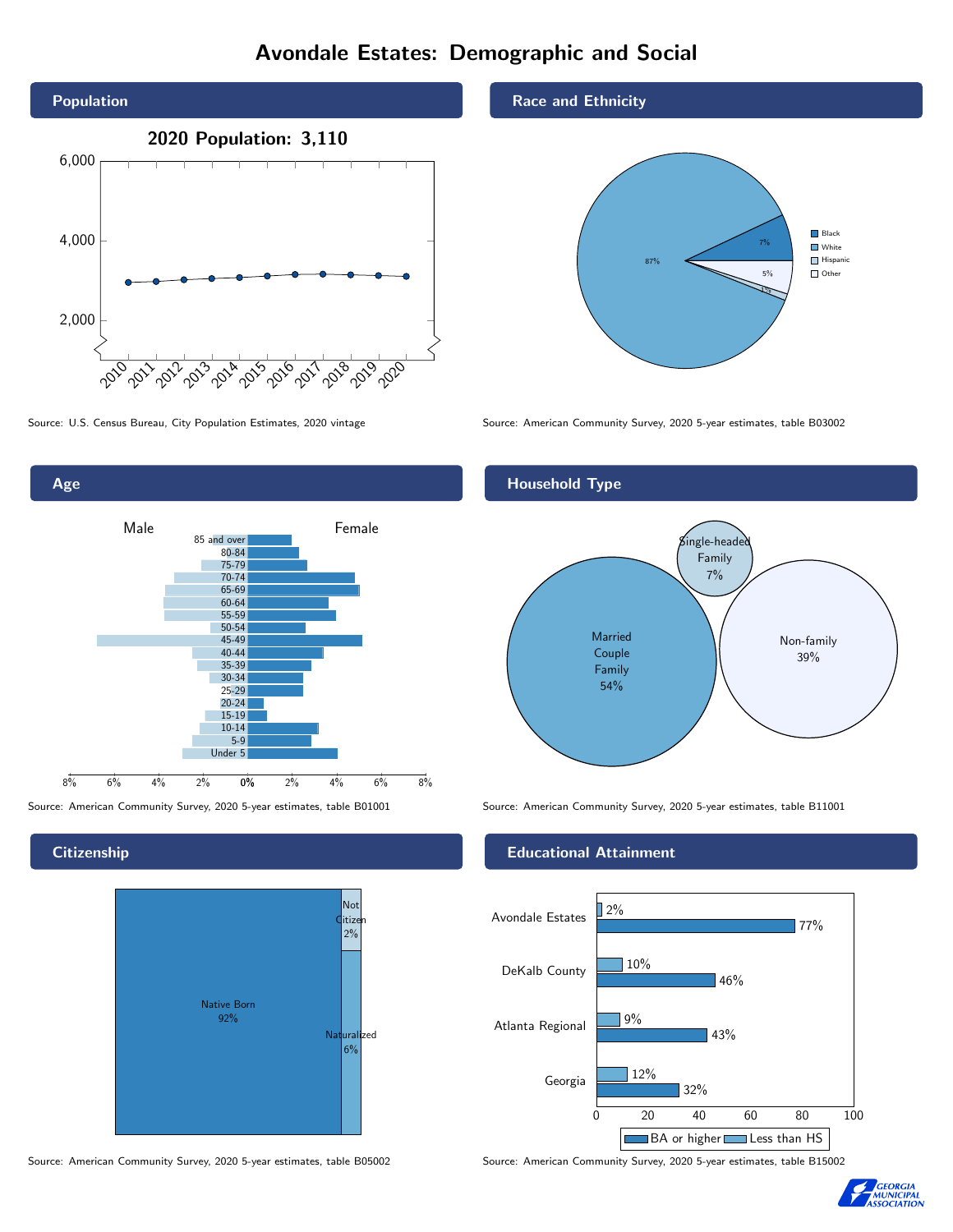# Avondale Estates: Demographic and Social

## Population

2020 Population: 3,110

Source: U.S. Census Bureau, City Population Estimates, 2020 vintage

## Race and Ethnicity

| Race/Ethnicity | Percent |
| --- | --- |
| Black | 7% |
| White | 87% |
| Hispanic | 5% |
| Other | 1% |

Source: American Community Survey, 2020 5-year estimates, table B03002

## Age

Male / Female

Age groups: 85 and over, 80-84, 75-79, 70-74, 65-69, 60-64, 55-59, 50-54, 45-49, 40-44, 35-39, 30-34, 25-29, 20-24, 15-19, 10-14, 5-9, Under 5

Source: American Community Survey, 2020 5-year estimates, table B01001

## Household Type

| Household Type | Percent |
| --- | --- |
| Married Couple Family | 54% |
| Single-headed Family | 7% |
| Non-family | 39% |

Source: American Community Survey, 2020 5-year estimates, table B11001

## Citizenship

| Citizenship | Percent |
| --- | --- |
| Native Born | 92% |
| Not Citizen | 2% |
| Naturalized | 6% |

Source: American Community Survey, 2020 5-year estimates, table B05002

## Educational Attainment

| Area | Less than HS | BA or higher |
| --- | --- | --- |
| Avondale Estates | 2% | 77% |
| DeKalb County | 10% | 46% |
| Atlanta Regional | 9% | 43% |
| Georgia | 12% | 32% |

Source: American Community Survey, 2020 5-year estimates, table B15002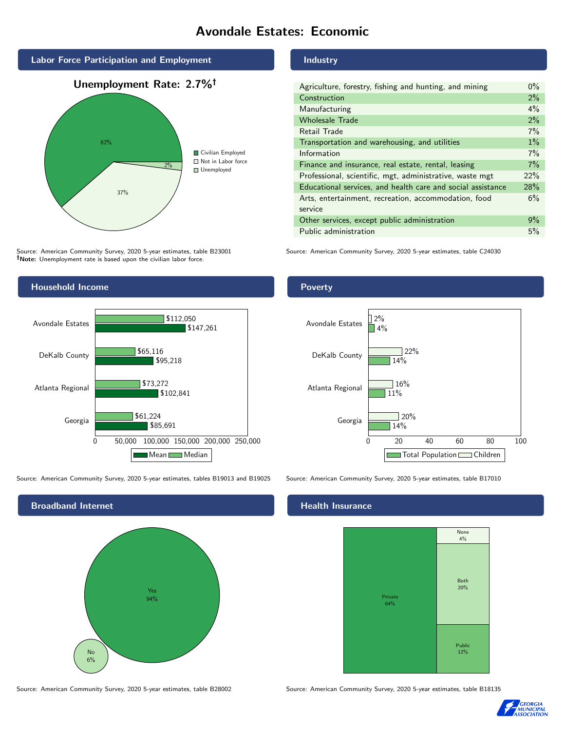# Avondale Estates: Economic

## Labor Force Participation and Employment

**Unemployment Rate: 2.7%†**

| Category | Percent |
|---|---|
| Civilian Employed | 62% |
| Not in Labor force | 37% |
| Unemployed | 2% |

Source: American Community Survey, 2020 5-year estimates, table B23001
**†Note:** Unemployment rate is based upon the civilian labor force.

## Industry

| Industry | Percent |
|---|---|
| Agriculture, forestry, fishing and hunting, and mining | 0% |
| Construction | 2% |
| Manufacturing | 4% |
| Wholesale Trade | 2% |
| Retail Trade | 7% |
| Transportation and warehousing, and utilities | 1% |
| Information | 7% |
| Finance and insurance, real estate, rental, leasing | 7% |
| Professional, scientific, mgt, administrative, waste mgt | 22% |
| Educational services, and health care and social assistance | 28% |
| Arts, entertainment, recreation, accommodation, food service | 6% |
| Other services, except public administration | 9% |
| Public administration | 5% |

Source: American Community Survey, 2020 5-year estimates, table C24030

## Household Income

| | Median | Mean |
|---|---|---|
| Avondale Estates | $112,050 | $147,261 |
| DeKalb County | $65,116 | $95,218 |
| Atlanta Regional | $73,272 | $102,841 |
| Georgia | $61,224 | $85,691 |

Source: American Community Survey, 2020 5-year estimates, tables B19013 and B19025

## Poverty

| | Children | Total Population |
|---|---|---|
| Avondale Estates | 2% | 4% |
| DeKalb County | 22% | 14% |
| Atlanta Regional | 16% | 11% |
| Georgia | 20% | 14% |

Source: American Community Survey, 2020 5-year estimates, table B17010

## Broadband Internet

| | Percent |
|---|---|
| Yes | 94% |
| No | 6% |

Source: American Community Survey, 2020 5-year estimates, table B28002

## Health Insurance

| | Percent |
|---|---|
| Private | 64% |
| Both | 20% |
| Public | 12% |
| None | 4% |

Source: American Community Survey, 2020 5-year estimates, table B18135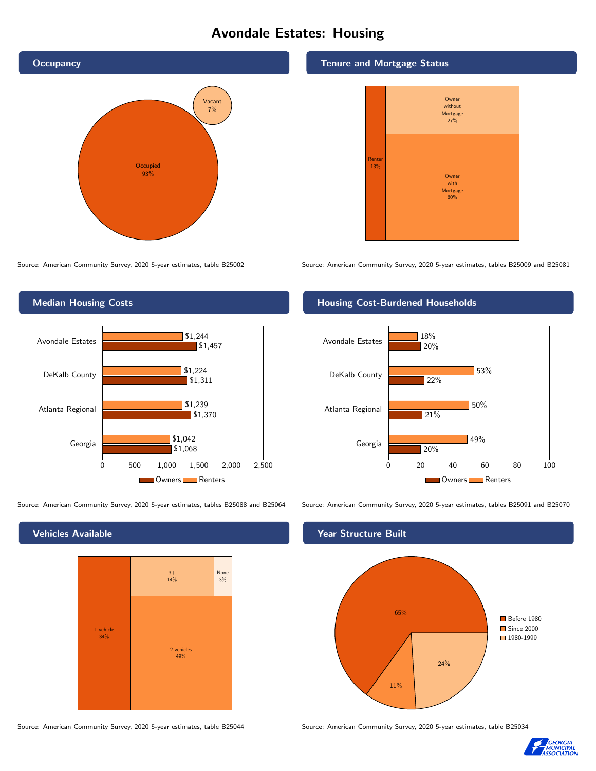# Avondale Estates: Housing

## Occupancy

Vacant
7%

Occupied
93%

Source: American Community Survey, 2020 5-year estimates, table B25002

## Tenure and Mortgage Status

Renter
13%

Owner
without
Mortgage
27%

Owner
with
Mortgage
60%

Source: American Community Survey, 2020 5-year estimates, tables B25009 and B25081

## Median Housing Costs

Avondale Estates
$1,244
$1,457

DeKalb County
$1,224
$1,311

Atlanta Regional
$1,239
$1,370

Georgia
$1,042
$1,068

0 500 1,000 1,500 2,000 2,500

Owners Renters

Source: American Community Survey, 2020 5-year estimates, tables B25088 and B25064

## Housing Cost-Burdened Households

Avondale Estates
18%
20%

DeKalb County
53%
22%

Atlanta Regional
50%
21%

Georgia
49%
20%

0 20 40 60 80 100

Owners Renters

Source: American Community Survey, 2020 5-year estimates, tables B25091 and B25070

## Vehicles Available

1 vehicle
34%

3+
14%

None
3%

2 vehicles
49%

Source: American Community Survey, 2020 5-year estimates, table B25044

## Year Structure Built

65%

11%

24%

Before 1980
Since 2000
1980-1999

Source: American Community Survey, 2020 5-year estimates, table B25034